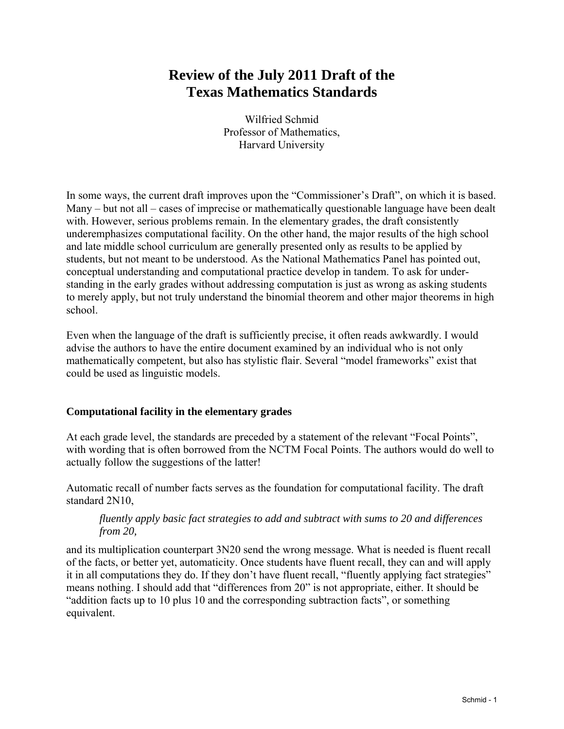# Review of the July 2011 Draft of the Texas Mathematics Standards

Wilfried Schmid
Professor of Mathematics,
Harvard University

In some ways, the current draft improves upon the "Commissioner's Draft", on which it is based. Many – but not all – cases of imprecise or mathematically questionable language have been dealt with. However, serious problems remain. In the elementary grades, the draft consistently underemphasizes computational facility. On the other hand, the major results of the high school and late middle school curriculum are generally presented only as results to be applied by students, but not meant to be understood. As the National Mathematics Panel has pointed out, conceptual understanding and computational practice develop in tandem. To ask for understanding in the early grades without addressing computation is just as wrong as asking students to merely apply, but not truly understand the binomial theorem and other major theorems in high school.

Even when the language of the draft is sufficiently precise, it often reads awkwardly. I would advise the authors to have the entire document examined by an individual who is not only mathematically competent, but also has stylistic flair. Several "model frameworks" exist that could be used as linguistic models.

### Computational facility in the elementary grades

At each grade level, the standards are preceded by a statement of the relevant "Focal Points", with wording that is often borrowed from the NCTM Focal Points. The authors would do well to actually follow the suggestions of the latter!

Automatic recall of number facts serves as the foundation for computational facility. The draft standard 2N10,

> *fluently apply basic fact strategies to add and subtract with sums to 20 and differences from 20,*

and its multiplication counterpart 3N20 send the wrong message. What is needed is fluent recall of the facts, or better yet, automaticity. Once students have fluent recall, they can and will apply it in all computations they do. If they don't have fluent recall, "fluently applying fact strategies" means nothing. I should add that "differences from 20" is not appropriate, either. It should be "addition facts up to 10 plus 10 and the corresponding subtraction facts", or something equivalent.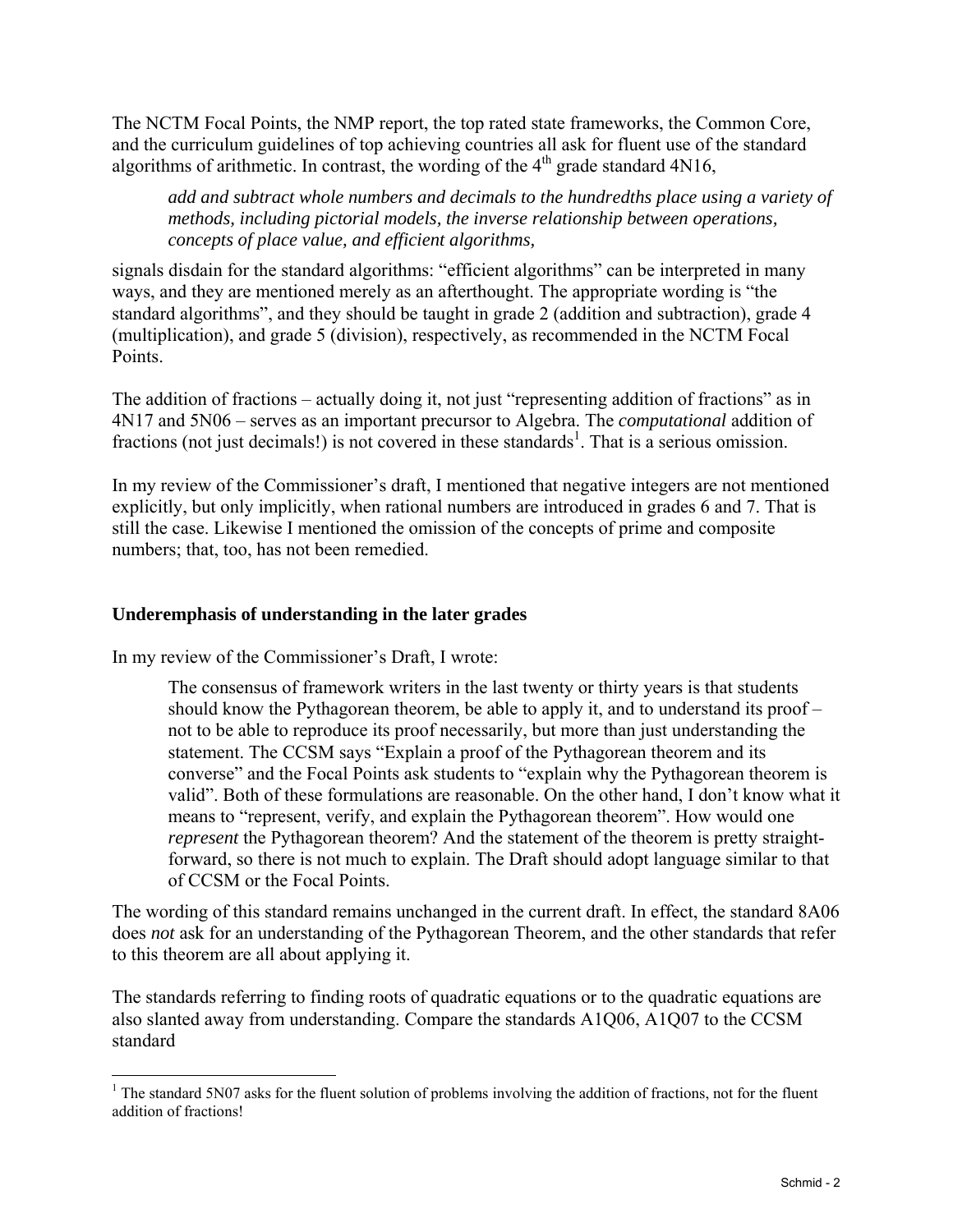The NCTM Focal Points, the NMP report, the top rated state frameworks, the Common Core, and the curriculum guidelines of top achieving countries all ask for fluent use of the standard algorithms of arithmetic. In contrast, the wording of the 4th grade standard 4N16,

> *add and subtract whole numbers and decimals to the hundredths place using a variety of methods, including pictorial models, the inverse relationship between operations, concepts of place value, and efficient algorithms,*

signals disdain for the standard algorithms: "efficient algorithms" can be interpreted in many ways, and they are mentioned merely as an afterthought. The appropriate wording is "the standard algorithms", and they should be taught in grade 2 (addition and subtraction), grade 4 (multiplication), and grade 5 (division), respectively, as recommended in the NCTM Focal Points.

The addition of fractions – actually doing it, not just "representing addition of fractions" as in 4N17 and 5N06 – serves as an important precursor to Algebra. The *computational* addition of fractions (not just decimals!) is not covered in these standards[1]. That is a serious omission.

In my review of the Commissioner's draft, I mentioned that negative integers are not mentioned explicitly, but only implicitly, when rational numbers are introduced in grades 6 and 7. That is still the case. Likewise I mentioned the omission of the concepts of prime and composite numbers; that, too, has not been remedied.

### Underemphasis of understanding in the later grades

In my review of the Commissioner's Draft, I wrote:

> The consensus of framework writers in the last twenty or thirty years is that students should know the Pythagorean theorem, be able to apply it, and to understand its proof – not to be able to reproduce its proof necessarily, but more than just understanding the statement. The CCSM says "Explain a proof of the Pythagorean theorem and its converse" and the Focal Points ask students to "explain why the Pythagorean theorem is valid". Both of these formulations are reasonable. On the other hand, I don't know what it means to "represent, verify, and explain the Pythagorean theorem". How would one *represent* the Pythagorean theorem? And the statement of the theorem is pretty straight-forward, so there is not much to explain. The Draft should adopt language similar to that of CCSM or the Focal Points.

The wording of this standard remains unchanged in the current draft. In effect, the standard 8A06 does *not* ask for an understanding of the Pythagorean Theorem, and the other standards that refer to this theorem are all about applying it.

The standards referring to finding roots of quadratic equations or to the quadratic equations are also slanted away from understanding. Compare the standards A1Q06, A1Q07 to the CCSM standard

---

[1] The standard 5N07 asks for the fluent solution of problems involving the addition of fractions, not for the fluent addition of fractions!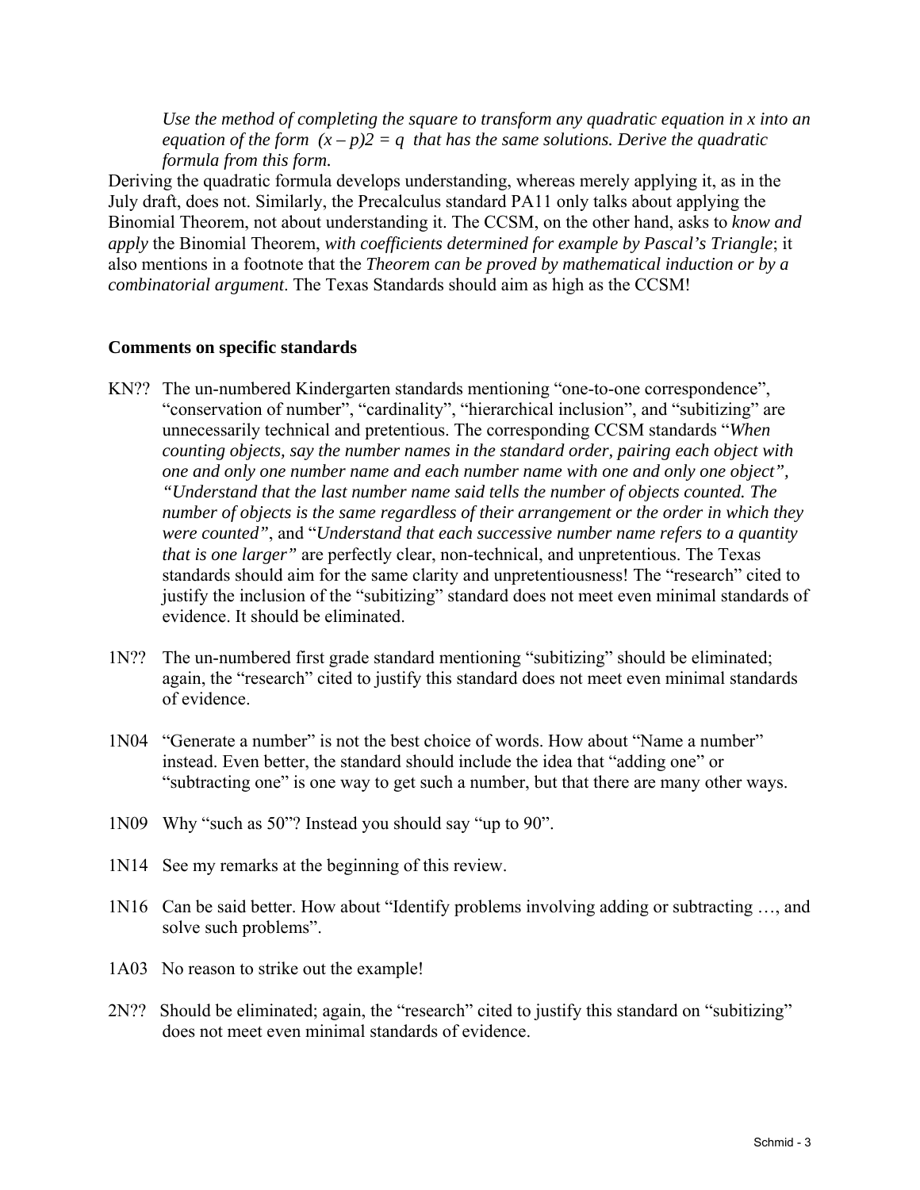*Use the method of completing the square to transform any quadratic equation in x into an equation of the form $(x - p)2 = q$ that has the same solutions. Derive the quadratic formula from this form.*

Deriving the quadratic formula develops understanding, whereas merely applying it, as in the July draft, does not. Similarly, the Precalculus standard PA11 only talks about applying the Binomial Theorem, not about understanding it. The CCSM, on the other hand, asks to *know and apply* the Binomial Theorem, *with coefficients determined for example by Pascal's Triangle*; it also mentions in a footnote that the *Theorem can be proved by mathematical induction or by a combinatorial argument*. The Texas Standards should aim as high as the CCSM!

**Comments on specific standards**

KN?? The un-numbered Kindergarten standards mentioning "one-to-one correspondence", "conservation of number", "cardinality", "hierarchical inclusion", and "subitizing" are unnecessarily technical and pretentious. The corresponding CCSM standards "*When counting objects, say the number names in the standard order, pairing each object with one and only one number name and each number name with one and only one object", "Understand that the last number name said tells the number of objects counted. The number of objects is the same regardless of their arrangement or the order in which they were counted"*, and "*Understand that each successive number name refers to a quantity that is one larger"* are perfectly clear, non-technical, and unpretentious. The Texas standards should aim for the same clarity and unpretentiousness! The "research" cited to justify the inclusion of the "subitizing" standard does not meet even minimal standards of evidence. It should be eliminated.

1N?? The un-numbered first grade standard mentioning "subitizing" should be eliminated; again, the "research" cited to justify this standard does not meet even minimal standards of evidence.

1N04 "Generate a number" is not the best choice of words. How about "Name a number" instead. Even better, the standard should include the idea that "adding one" or "subtracting one" is one way to get such a number, but that there are many other ways.

1N09 Why "such as 50"? Instead you should say "up to 90".

1N14 See my remarks at the beginning of this review.

1N16 Can be said better. How about "Identify problems involving adding or subtracting …, and solve such problems".

1A03 No reason to strike out the example!

2N?? Should be eliminated; again, the "research" cited to justify this standard on "subitizing" does not meet even minimal standards of evidence.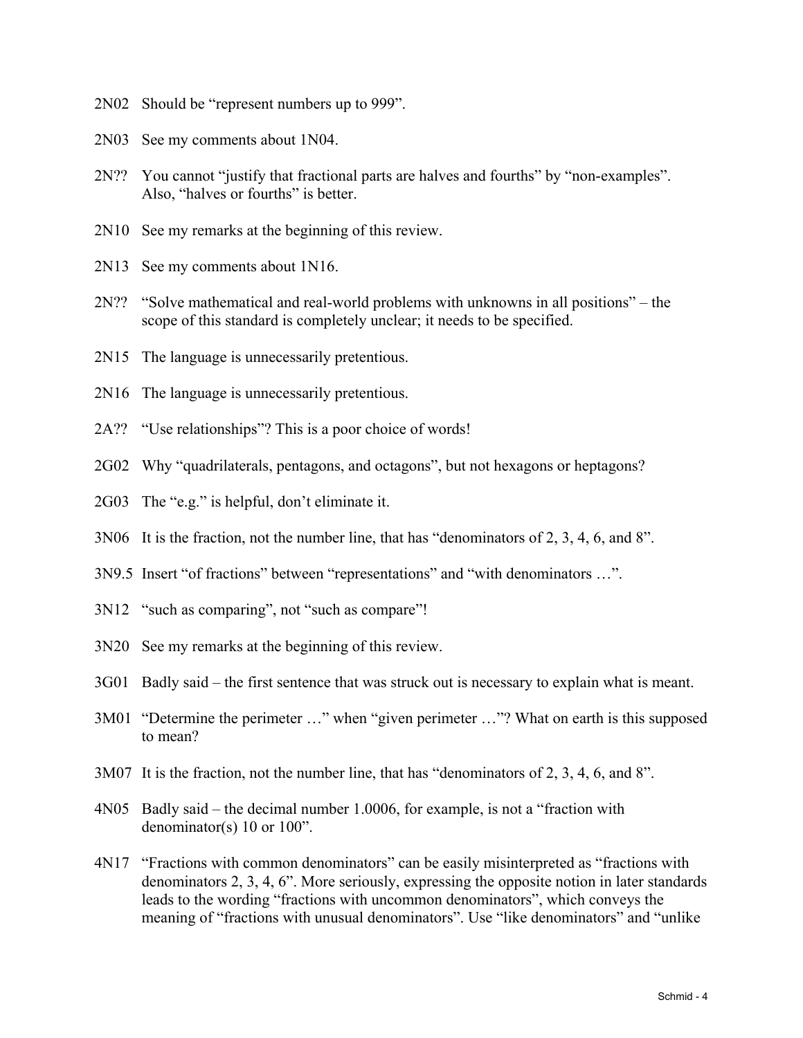2N02 Should be "represent numbers up to 999".

2N03 See my comments about 1N04.

2N?? You cannot "justify that fractional parts are halves and fourths" by "non-examples". Also, "halves or fourths" is better.

2N10 See my remarks at the beginning of this review.

2N13 See my comments about 1N16.

2N?? "Solve mathematical and real-world problems with unknowns in all positions" – the scope of this standard is completely unclear; it needs to be specified.

2N15 The language is unnecessarily pretentious.

2N16 The language is unnecessarily pretentious.

2A?? "Use relationships"? This is a poor choice of words!

2G02 Why "quadrilaterals, pentagons, and octagons", but not hexagons or heptagons?

2G03 The "e.g." is helpful, don't eliminate it.

3N06 It is the fraction, not the number line, that has "denominators of 2, 3, 4, 6, and 8".

3N9.5 Insert "of fractions" between "representations" and "with denominators …".

3N12 "such as comparing", not "such as compare"!

3N20 See my remarks at the beginning of this review.

3G01 Badly said – the first sentence that was struck out is necessary to explain what is meant.

3M01 "Determine the perimeter …" when "given perimeter …"? What on earth is this supposed to mean?

3M07 It is the fraction, not the number line, that has "denominators of 2, 3, 4, 6, and 8".

4N05 Badly said – the decimal number 1.0006, for example, is not a "fraction with denominator(s) 10 or 100".

4N17 "Fractions with common denominators" can be easily misinterpreted as "fractions with denominators 2, 3, 4, 6". More seriously, expressing the opposite notion in later standards leads to the wording "fractions with uncommon denominators", which conveys the meaning of "fractions with unusual denominators". Use "like denominators" and "unlike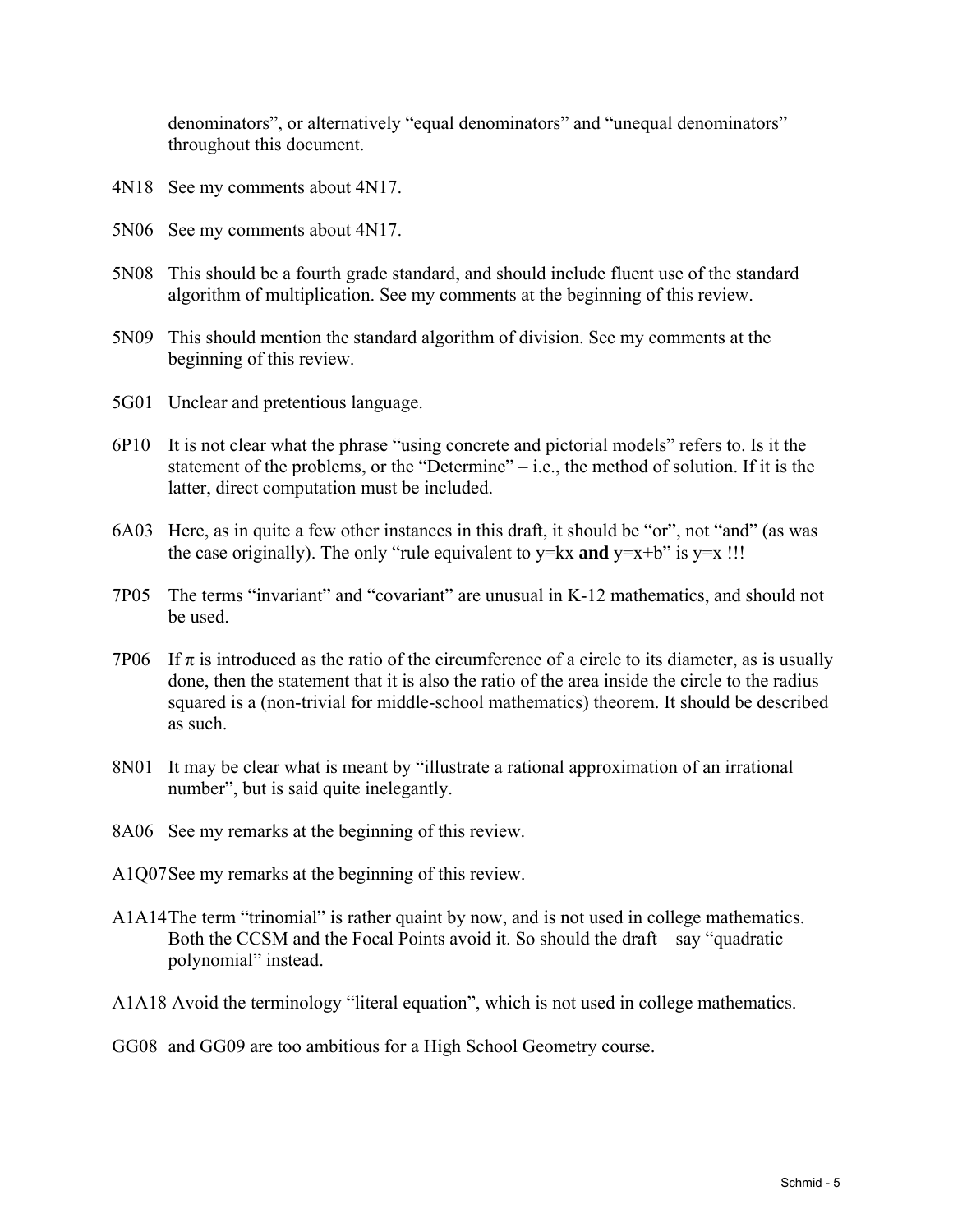denominators", or alternatively "equal denominators" and "unequal denominators" throughout this document.

4N18 See my comments about 4N17.

5N06 See my comments about 4N17.

5N08 This should be a fourth grade standard, and should include fluent use of the standard algorithm of multiplication. See my comments at the beginning of this review.

5N09 This should mention the standard algorithm of division. See my comments at the beginning of this review.

5G01 Unclear and pretentious language.

6P10 It is not clear what the phrase "using concrete and pictorial models" refers to. Is it the statement of the problems, or the "Determine" – i.e., the method of solution. If it is the latter, direct computation must be included.

6A03 Here, as in quite a few other instances in this draft, it should be "or", not "and" (as was the case originally). The only "rule equivalent to $y=kx$ **and** $y=x+b$" is $y=x$ !!!

7P05 The terms "invariant" and "covariant" are unusual in K-12 mathematics, and should not be used.

7P06 If $\pi$ is introduced as the ratio of the circumference of a circle to its diameter, as is usually done, then the statement that it is also the ratio of the area inside the circle to the radius squared is a (non-trivial for middle-school mathematics) theorem. It should be described as such.

8N01 It may be clear what is meant by "illustrate a rational approximation of an irrational number", but is said quite inelegantly.

8A06 See my remarks at the beginning of this review.

A1Q07 See my remarks at the beginning of this review.

A1A14 The term "trinomial" is rather quaint by now, and is not used in college mathematics. Both the CCSM and the Focal Points avoid it. So should the draft – say "quadratic polynomial" instead.

A1A18 Avoid the terminology "literal equation", which is not used in college mathematics.

GG08 and GG09 are too ambitious for a High School Geometry course.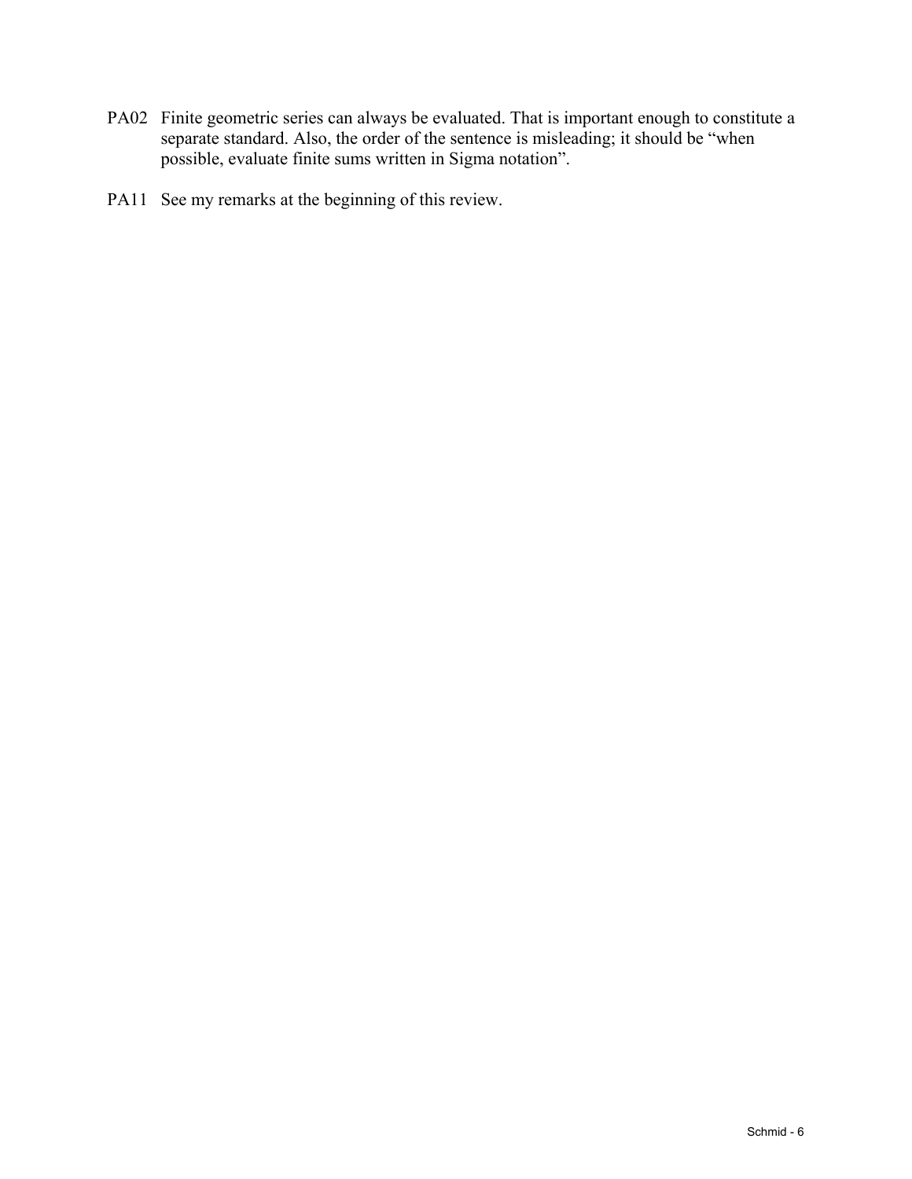PA02 Finite geometric series can always be evaluated. That is important enough to constitute a separate standard. Also, the order of the sentence is misleading; it should be "when possible, evaluate finite sums written in Sigma notation".

PA11 See my remarks at the beginning of this review.